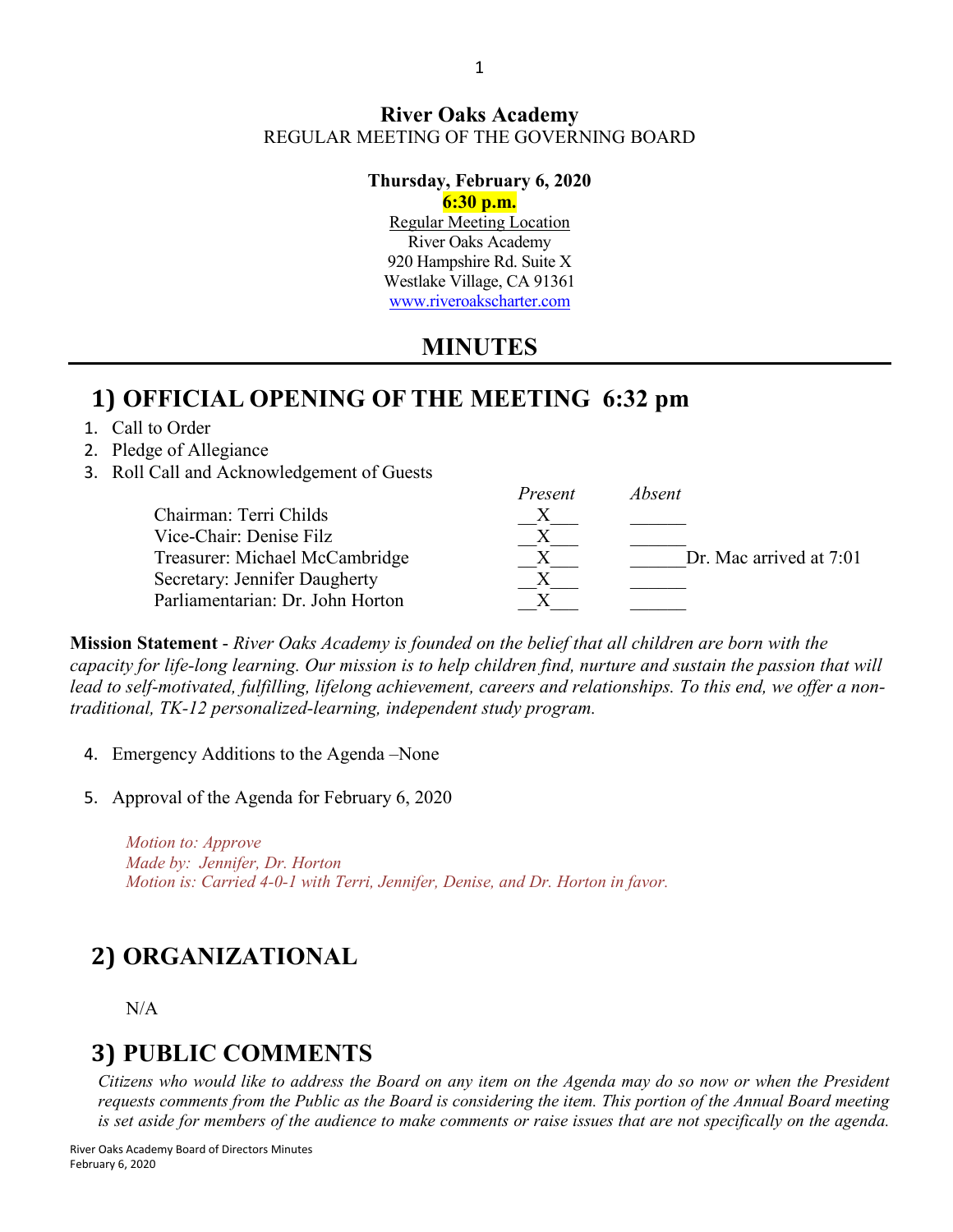# River Oaks Academy

REGULAR MEETING OF THE GOVERNING BOARD

**Thursday, February 6, 2020**

**6:30 p.m.**

Regular Meeting Location
River Oaks Academy
920 Hampshire Rd. Suite X
Westlake Village, CA 91361
www.riveroakscharter.com

## MINUTES

## 1) OFFICIAL OPENING OF THE MEETING 6:32 pm

1. Call to Order
2. Pledge of Allegiance
3. Roll Call and Acknowledgement of Guests

| | *Present* | *Absent* | |
|---|---|---|---|
| Chairman: Terri Childs | X | | |
| Vice-Chair: Denise Filz | X | | |
| Treasurer: Michael McCambridge | X | | Dr. Mac arrived at 7:01 |
| Secretary: Jennifer Daugherty | X | | |
| Parliamentarian: Dr. John Horton | X | | |

**Mission Statement** - *River Oaks Academy is founded on the belief that all children are born with the capacity for life-long learning. Our mission is to help children find, nurture and sustain the passion that will lead to self-motivated, fulfilling, lifelong achievement, careers and relationships. To this end, we offer a non-traditional, TK-12 personalized-learning, independent study program.*

4. Emergency Additions to the Agenda –None

5. Approval of the Agenda for February 6, 2020

*Motion to: Approve*
*Made by: Jennifer, Dr. Horton*
*Motion is: Carried 4-0-1 with Terri, Jennifer, Denise, and Dr. Horton in favor.*

## 2) ORGANIZATIONAL

N/A

## 3) PUBLIC COMMENTS

*Citizens who would like to address the Board on any item on the Agenda may do so now or when the President requests comments from the Public as the Board is considering the item. This portion of the Annual Board meeting is set aside for members of the audience to make comments or raise issues that are not specifically on the agenda.*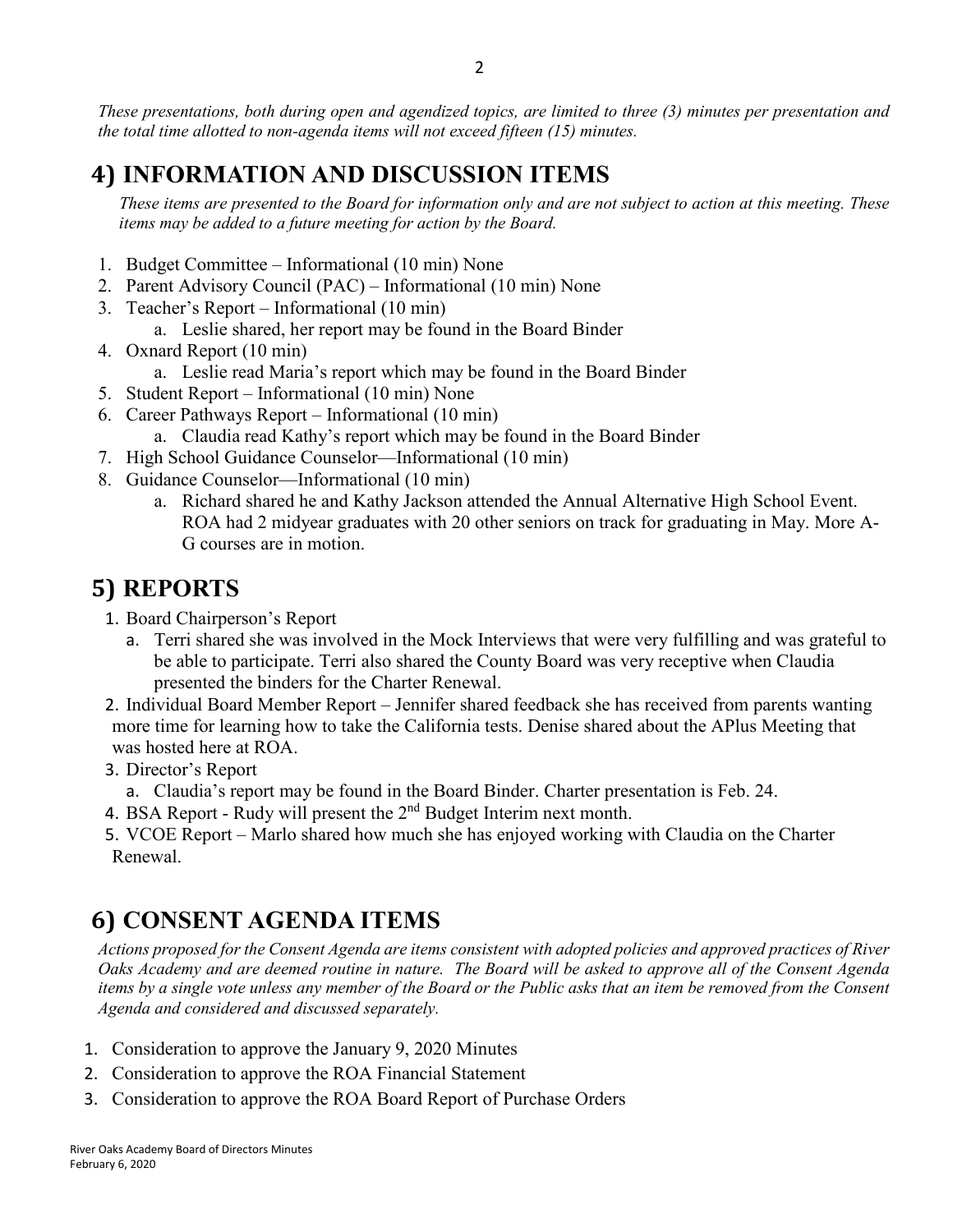*These presentations, both during open and agendized topics, are limited to three (3) minutes per presentation and the total time allotted to non-agenda items will not exceed fifteen (15) minutes.*

## 4) INFORMATION AND DISCUSSION ITEMS

*These items are presented to the Board for information only and are not subject to action at this meeting. These items may be added to a future meeting for action by the Board.*

1. Budget Committee – Informational (10 min) None
2. Parent Advisory Council (PAC) – Informational (10 min) None
3. Teacher's Report – Informational (10 min)
   a. Leslie shared, her report may be found in the Board Binder
4. Oxnard Report (10 min)
   a. Leslie read Maria's report which may be found in the Board Binder
5. Student Report – Informational (10 min) None
6. Career Pathways Report – Informational (10 min)
   a. Claudia read Kathy's report which may be found in the Board Binder
7. High School Guidance Counselor—Informational (10 min)
8. Guidance Counselor—Informational (10 min)
   a. Richard shared he and Kathy Jackson attended the Annual Alternative High School Event. ROA had 2 midyear graduates with 20 other seniors on track for graduating in May. More A-G courses are in motion.

## 5) REPORTS

1. Board Chairperson's Report
   a. Terri shared she was involved in the Mock Interviews that were very fulfilling and was grateful to be able to participate. Terri also shared the County Board was very receptive when Claudia presented the binders for the Charter Renewal.
2. Individual Board Member Report – Jennifer shared feedback she has received from parents wanting more time for learning how to take the California tests. Denise shared about the APlus Meeting that was hosted here at ROA.
3. Director's Report
   a. Claudia's report may be found in the Board Binder. Charter presentation is Feb. 24.
4. BSA Report - Rudy will present the 2nd Budget Interim next month.
5. VCOE Report – Marlo shared how much she has enjoyed working with Claudia on the Charter Renewal.

## 6) CONSENT AGENDA ITEMS

*Actions proposed for the Consent Agenda are items consistent with adopted policies and approved practices of River Oaks Academy and are deemed routine in nature. The Board will be asked to approve all of the Consent Agenda items by a single vote unless any member of the Board or the Public asks that an item be removed from the Consent Agenda and considered and discussed separately.*

1. Consideration to approve the January 9, 2020 Minutes
2. Consideration to approve the ROA Financial Statement
3. Consideration to approve the ROA Board Report of Purchase Orders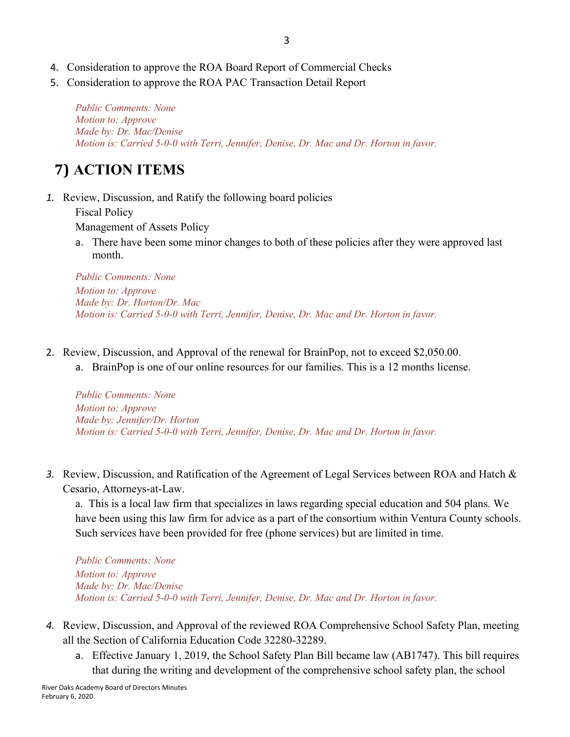4. Consideration to approve the ROA Board Report of Commercial Checks
5. Consideration to approve the ROA PAC Transaction Detail Report

*Public Comments: None*
*Motion to: Approve*
*Made by: Dr. Mac/Denise*
*Motion is: Carried 5-0-0 with Terri, Jennifer, Denise, Dr. Mac and Dr. Horton in favor.*

# 7) ACTION ITEMS

1. Review, Discussion, and Ratify the following board policies
   Fiscal Policy
   Management of Assets Policy
   a. There have been some minor changes to both of these policies after they were approved last month.

*Public Comments: None*
*Motion to: Approve*
*Made by: Dr. Horton/Dr. Mac*
*Motion is: Carried 5-0-0 with Terri, Jennifer, Denise, Dr. Mac and Dr. Horton in favor.*

2. Review, Discussion, and Approval of the renewal for BrainPop, not to exceed $2,050.00.
   a. BrainPop is one of our online resources for our families. This is a 12 months license.

*Public Comments: None*
*Motion to: Approve*
*Made by: Jennifer/Dr. Horton*
*Motion is: Carried 5-0-0 with Terri, Jennifer, Denise, Dr. Mac and Dr. Horton in favor.*

3. Review, Discussion, and Ratification of the Agreement of Legal Services between ROA and Hatch & Cesario, Attorneys-at-Law.
   a. This is a local law firm that specializes in laws regarding special education and 504 plans. We have been using this law firm for advice as a part of the consortium within Ventura County schools. Such services have been provided for free (phone services) but are limited in time.

*Public Comments: None*
*Motion to: Approve*
*Made by: Dr. Mac/Denise*
*Motion is: Carried 5-0-0 with Terri, Jennifer, Denise, Dr. Mac and Dr. Horton in favor.*

4. Review, Discussion, and Approval of the reviewed ROA Comprehensive School Safety Plan, meeting all the Section of California Education Code 32280-32289.
   a. Effective January 1, 2019, the School Safety Plan Bill became law (AB1747). This bill requires that during the writing and development of the comprehensive school safety plan, the school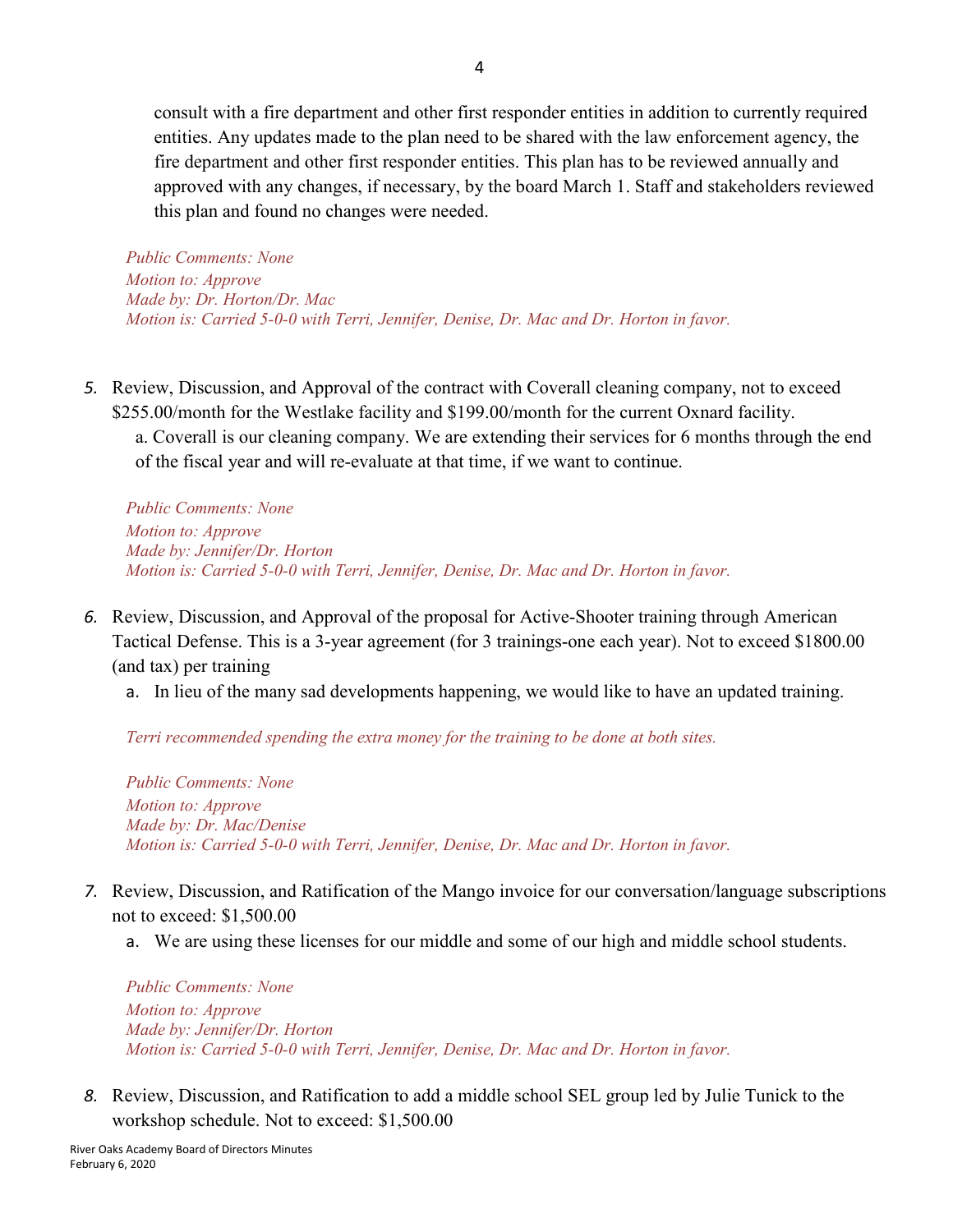consult with a fire department and other first responder entities in addition to currently required entities. Any updates made to the plan need to be shared with the law enforcement agency, the fire department and other first responder entities. This plan has to be reviewed annually and approved with any changes, if necessary, by the board March 1. Staff and stakeholders reviewed this plan and found no changes were needed.

*Public Comments: None*
*Motion to: Approve*
*Made by: Dr. Horton/Dr. Mac*
*Motion is: Carried 5-0-0 with Terri, Jennifer, Denise, Dr. Mac and Dr. Horton in favor.*

5. Review, Discussion, and Approval of the contract with Coverall cleaning company, not to exceed $255.00/month for the Westlake facility and $199.00/month for the current Oxnard facility.
   a. Coverall is our cleaning company. We are extending their services for 6 months through the end of the fiscal year and will re-evaluate at that time, if we want to continue.

*Public Comments: None*
*Motion to: Approve*
*Made by: Jennifer/Dr. Horton*
*Motion is: Carried 5-0-0 with Terri, Jennifer, Denise, Dr. Mac and Dr. Horton in favor.*

6. Review, Discussion, and Approval of the proposal for Active-Shooter training through American Tactical Defense. This is a 3-year agreement (for 3 trainings-one each year). Not to exceed $1800.00 (and tax) per training
   a. In lieu of the many sad developments happening, we would like to have an updated training.

*Terri recommended spending the extra money for the training to be done at both sites.*

*Public Comments: None*
*Motion to: Approve*
*Made by: Dr. Mac/Denise*
*Motion is: Carried 5-0-0 with Terri, Jennifer, Denise, Dr. Mac and Dr. Horton in favor.*

7. Review, Discussion, and Ratification of the Mango invoice for our conversation/language subscriptions not to exceed: $1,500.00
   a. We are using these licenses for our middle and some of our high and middle school students.

*Public Comments: None*
*Motion to: Approve*
*Made by: Jennifer/Dr. Horton*
*Motion is: Carried 5-0-0 with Terri, Jennifer, Denise, Dr. Mac and Dr. Horton in favor.*

8. Review, Discussion, and Ratification to add a middle school SEL group led by Julie Tunick to the workshop schedule. Not to exceed: $1,500.00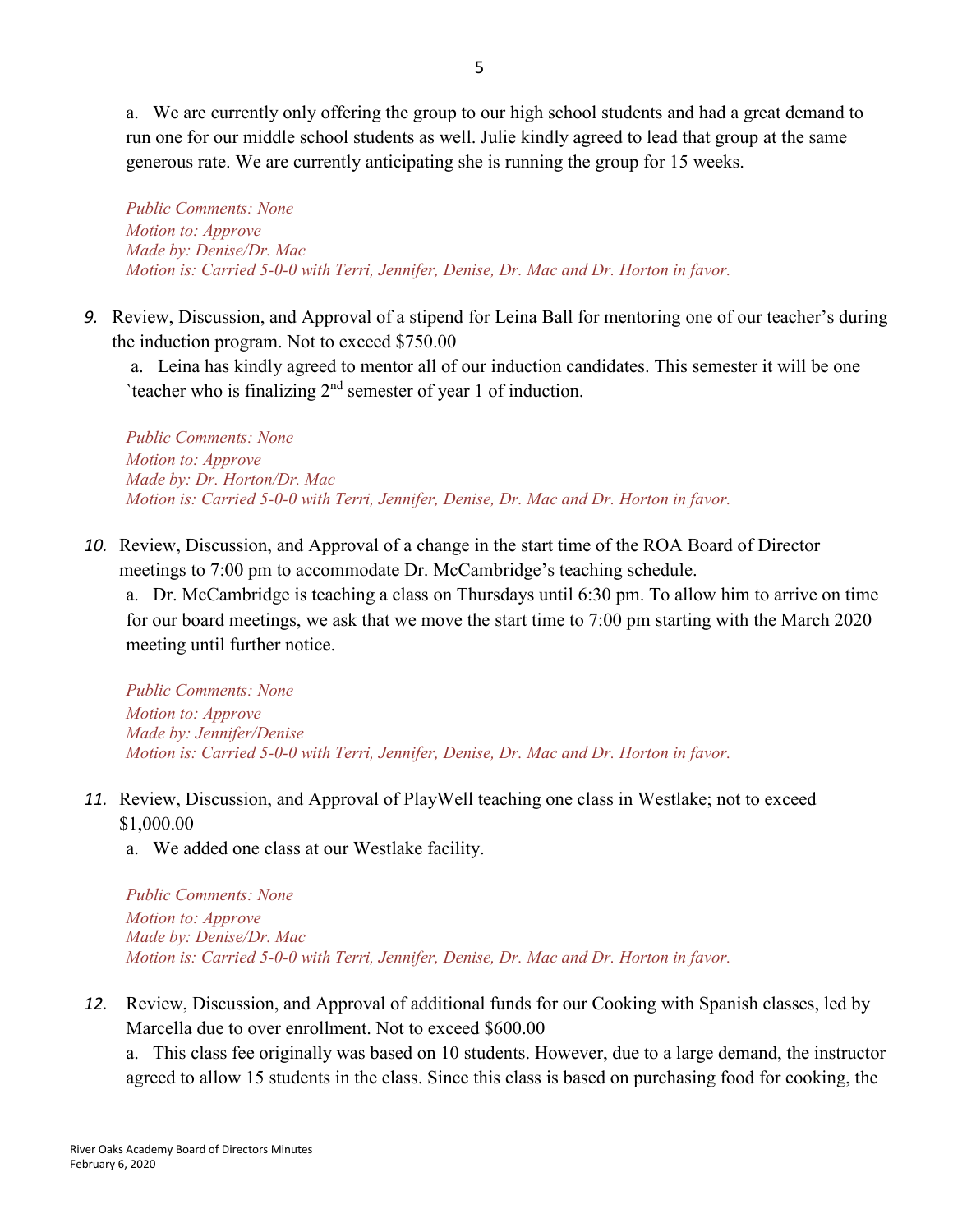a. We are currently only offering the group to our high school students and had a great demand to run one for our middle school students as well. Julie kindly agreed to lead that group at the same generous rate. We are currently anticipating she is running the group for 15 weeks.

*Public Comments: None*
*Motion to: Approve*
*Made by: Denise/Dr. Mac*
*Motion is: Carried 5-0-0 with Terri, Jennifer, Denise, Dr. Mac and Dr. Horton in favor.*

9. Review, Discussion, and Approval of a stipend for Leina Ball for mentoring one of our teacher's during the induction program. Not to exceed $750.00

   a. Leina has kindly agreed to mentor all of our induction candidates. This semester it will be one `teacher who is finalizing 2nd semester of year 1 of induction.

*Public Comments: None*
*Motion to: Approve*
*Made by: Dr. Horton/Dr. Mac*
*Motion is: Carried 5-0-0 with Terri, Jennifer, Denise, Dr. Mac and Dr. Horton in favor.*

10. Review, Discussion, and Approval of a change in the start time of the ROA Board of Director meetings to 7:00 pm to accommodate Dr. McCambridge's teaching schedule.

    a. Dr. McCambridge is teaching a class on Thursdays until 6:30 pm. To allow him to arrive on time for our board meetings, we ask that we move the start time to 7:00 pm starting with the March 2020 meeting until further notice.

*Public Comments: None*
*Motion to: Approve*
*Made by: Jennifer/Denise*
*Motion is: Carried 5-0-0 with Terri, Jennifer, Denise, Dr. Mac and Dr. Horton in favor.*

11. Review, Discussion, and Approval of PlayWell teaching one class in Westlake; not to exceed $1,000.00

    a. We added one class at our Westlake facility.

*Public Comments: None*
*Motion to: Approve*
*Made by: Denise/Dr. Mac*
*Motion is: Carried 5-0-0 with Terri, Jennifer, Denise, Dr. Mac and Dr. Horton in favor.*

12. Review, Discussion, and Approval of additional funds for our Cooking with Spanish classes, led by Marcella due to over enrollment. Not to exceed $600.00

    a. This class fee originally was based on 10 students. However, due to a large demand, the instructor agreed to allow 15 students in the class. Since this class is based on purchasing food for cooking, the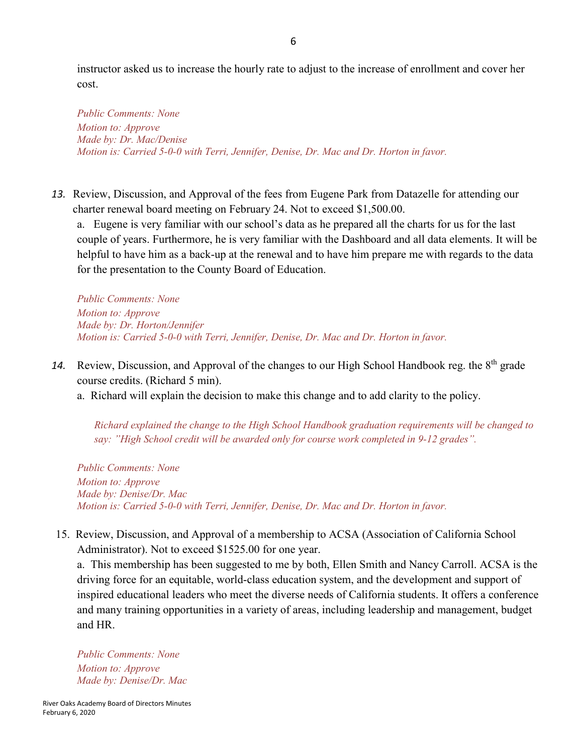instructor asked us to increase the hourly rate to adjust to the increase of enrollment and cover her cost.

*Public Comments: None*
*Motion to: Approve*
*Made by: Dr. Mac/Denise*
*Motion is: Carried 5-0-0 with Terri, Jennifer, Denise, Dr. Mac and Dr. Horton in favor.*

13. Review, Discussion, and Approval of the fees from Eugene Park from Datazelle for attending our charter renewal board meeting on February 24. Not to exceed $1,500.00.
    a. Eugene is very familiar with our school's data as he prepared all the charts for us for the last couple of years. Furthermore, he is very familiar with the Dashboard and all data elements. It will be helpful to have him as a back-up at the renewal and to have him prepare me with regards to the data for the presentation to the County Board of Education.

*Public Comments: None*
*Motion to: Approve*
*Made by: Dr. Horton/Jennifer*
*Motion is: Carried 5-0-0 with Terri, Jennifer, Denise, Dr. Mac and Dr. Horton in favor.*

14. Review, Discussion, and Approval of the changes to our High School Handbook reg. the 8th grade course credits. (Richard 5 min).
    a. Richard will explain the decision to make this change and to add clarity to the policy.

*Richard explained the change to the High School Handbook graduation requirements will be changed to say: "High School credit will be awarded only for course work completed in 9-12 grades".*

*Public Comments: None*
*Motion to: Approve*
*Made by: Denise/Dr. Mac*
*Motion is: Carried 5-0-0 with Terri, Jennifer, Denise, Dr. Mac and Dr. Horton in favor.*

15. Review, Discussion, and Approval of a membership to ACSA (Association of California School Administrator). Not to exceed $1525.00 for one year.
    a. This membership has been suggested to me by both, Ellen Smith and Nancy Carroll. ACSA is the driving force for an equitable, world-class education system, and the development and support of inspired educational leaders who meet the diverse needs of California students. It offers a conference and many training opportunities in a variety of areas, including leadership and management, budget and HR.

*Public Comments: None*
*Motion to: Approve*
*Made by: Denise/Dr. Mac*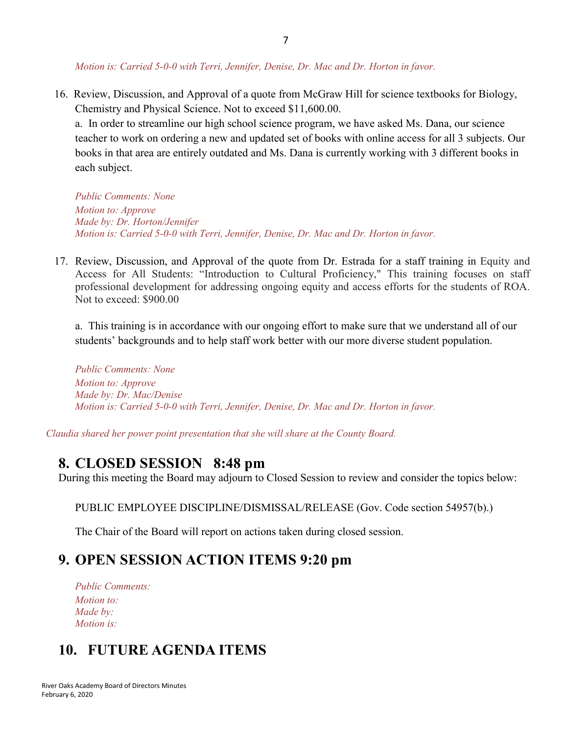*Motion is: Carried 5-0-0 with Terri, Jennifer, Denise, Dr. Mac and Dr. Horton in favor.*

16. Review, Discussion, and Approval of a quote from McGraw Hill for science textbooks for Biology, Chemistry and Physical Science. Not to exceed $11,600.00.

    a. In order to streamline our high school science program, we have asked Ms. Dana, our science teacher to work on ordering a new and updated set of books with online access for all 3 subjects. Our books in that area are entirely outdated and Ms. Dana is currently working with 3 different books in each subject.

    *Public Comments: None*
    *Motion to: Approve*
    *Made by: Dr. Horton/Jennifer*
    *Motion is: Carried 5-0-0 with Terri, Jennifer, Denise, Dr. Mac and Dr. Horton in favor.*

17. Review, Discussion, and Approval of the quote from Dr. Estrada for a staff training in Equity and Access for All Students: "Introduction to Cultural Proficiency," This training focuses on staff professional development for addressing ongoing equity and access efforts for the students of ROA. Not to exceed: $900.00

    a. This training is in accordance with our ongoing effort to make sure that we understand all of our students' backgrounds and to help staff work better with our more diverse student population.

    *Public Comments: None*
    *Motion to: Approve*
    *Made by: Dr. Mac/Denise*
    *Motion is: Carried 5-0-0 with Terri, Jennifer, Denise, Dr. Mac and Dr. Horton in favor.*

*Claudia shared her power point presentation that she will share at the County Board.*

## 8. CLOSED SESSION 8:48 pm

During this meeting the Board may adjourn to Closed Session to review and consider the topics below:

PUBLIC EMPLOYEE DISCIPLINE/DISMISSAL/RELEASE (Gov. Code section 54957(b).)

The Chair of the Board will report on actions taken during closed session.

## 9. OPEN SESSION ACTION ITEMS 9:20 pm

*Public Comments:*
*Motion to:*
*Made by:*
*Motion is:*

## 10. FUTURE AGENDA ITEMS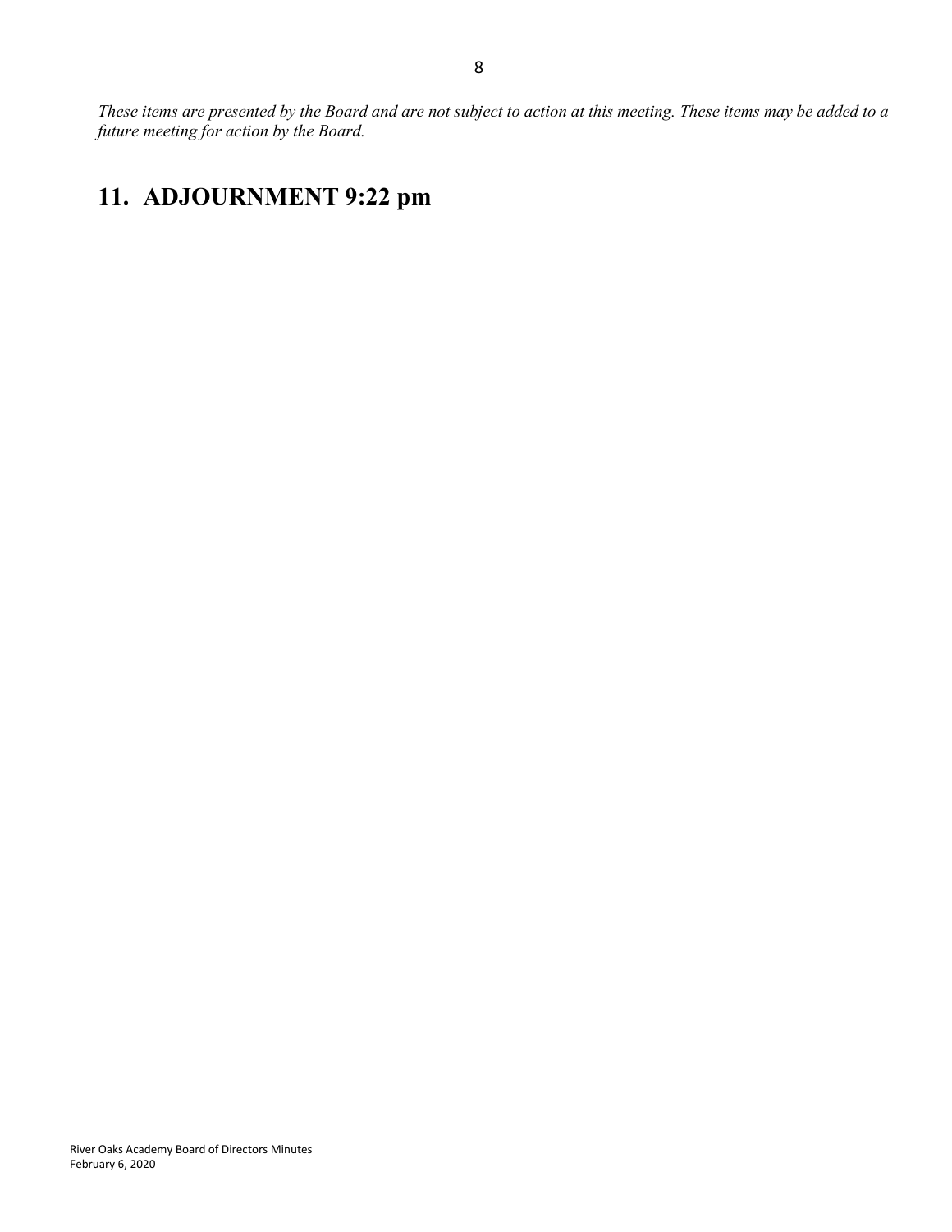*These items are presented by the Board and are not subject to action at this meeting. These items may be added to a future meeting for action by the Board.*

## 11. ADJOURNMENT 9:22 pm